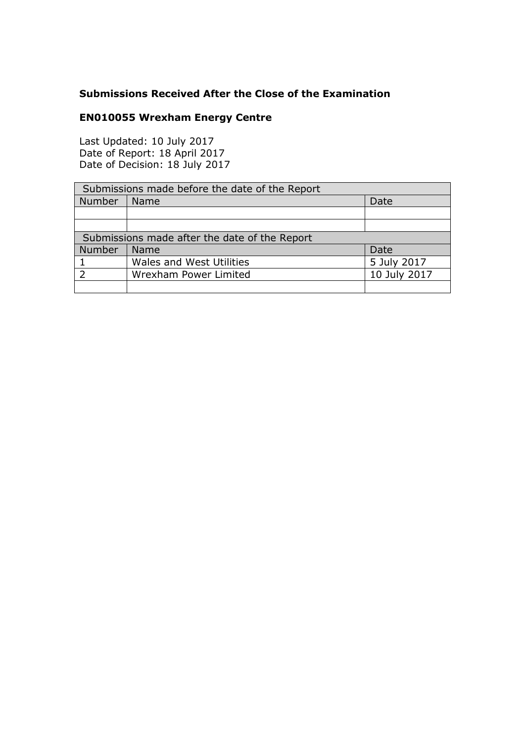**Submissions Received After the Close of the Examination**

**EN010055 Wrexham Energy Centre**

Last Updated: 10 July 2017
Date of Report: 18 April 2017
Date of Decision: 18 July 2017

| Submissions made before the date of the Report | | |
|---|---|---|
| Number | Name | Date |
| | | |
| | | |
| Submissions made after the date of the Report | | |
| Number | Name | Date |
| 1 | Wales and West Utilities | 5 July 2017 |
| 2 | Wrexham Power Limited | 10 July 2017 |
| | | |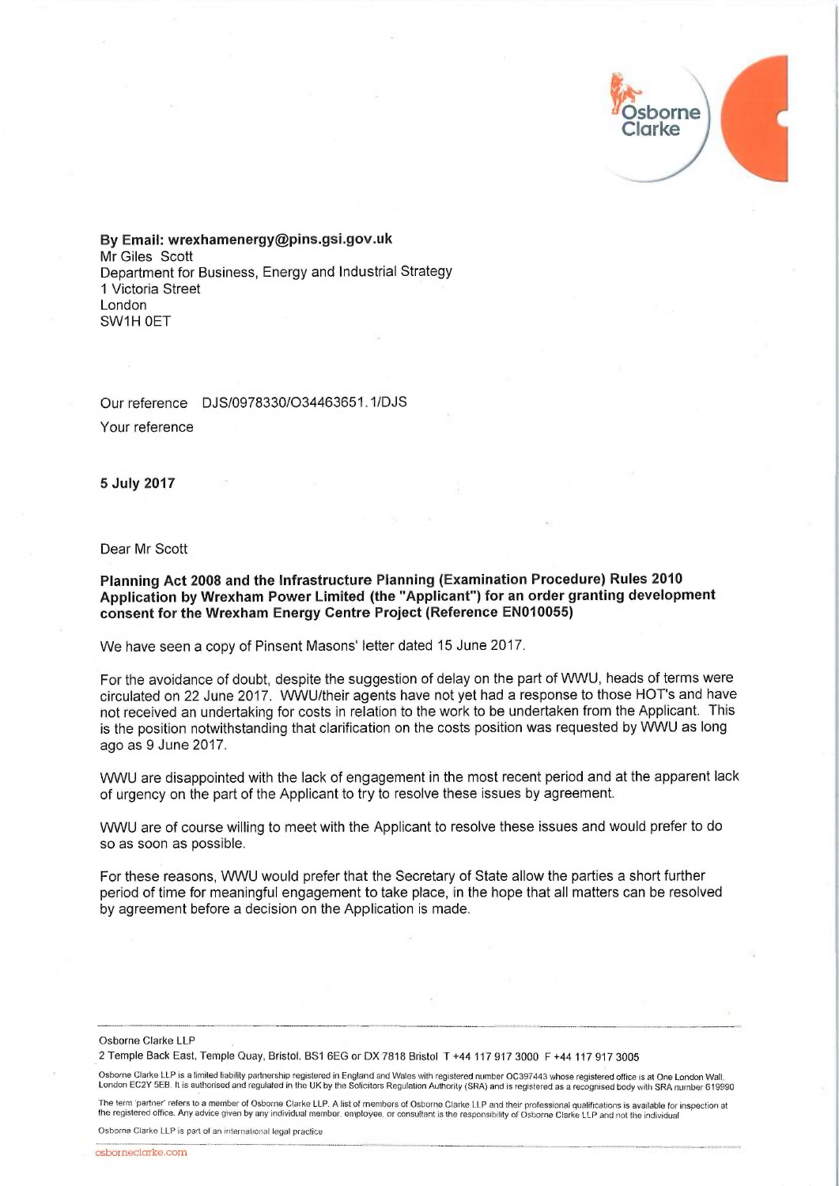**By Email: wrexhamenergy@pins.gsi.gov.uk**
Mr Giles Scott
Department for Business, Energy and Industrial Strategy
1 Victoria Street
London
SW1H 0ET

Our reference DJS/0978330/O34463651.1/DJS

Your reference

**5 July 2017**

Dear Mr Scott

**Planning Act 2008 and the Infrastructure Planning (Examination Procedure) Rules 2010 Application by Wrexham Power Limited (the "Applicant") for an order granting development consent for the Wrexham Energy Centre Project (Reference EN010055)**

We have seen a copy of Pinsent Masons' letter dated 15 June 2017.

For the avoidance of doubt, despite the suggestion of delay on the part of WWU, heads of terms were circulated on 22 June 2017. WWU/their agents have not yet had a response to those HOT's and have not received an undertaking for costs in relation to the work to be undertaken from the Applicant. This is the position notwithstanding that clarification on the costs position was requested by WWU as long ago as 9 June 2017.

WWU are disappointed with the lack of engagement in the most recent period and at the apparent lack of urgency on the part of the Applicant to try to resolve these issues by agreement.

WWU are of course willing to meet with the Applicant to resolve these issues and would prefer to do so as soon as possible.

For these reasons, WWU would prefer that the Secretary of State allow the parties a short further period of time for meaningful engagement to take place, in the hope that all matters can be resolved by agreement before a decision on the Application is made.

Osborne Clarke LLP
2 Temple Back East, Temple Quay, Bristol, BS1 6EG or DX 7818 Bristol T +44 117 917 3000 F +44 117 917 3005

Osborne Clarke LLP is a limited liability partnership registered in England and Wales with registered number OC397443 whose registered office is at One London Wall, London EC2Y 5EB. It is authorised and regulated in the UK by the Solicitors Regulation Authority (SRA) and is registered as a recognised body with SRA number 619990

The term 'partner' refers to a member of Osborne Clarke LLP. A list of members of Osborne Clarke LLP and their professional qualifications is available for inspection at the registered office. Any advice given by any individual member, employee, or consultant is the responsibility of Osborne Clarke LLP and not the individual

Osborne Clarke LLP is part of an international legal practice

osborneclarke.com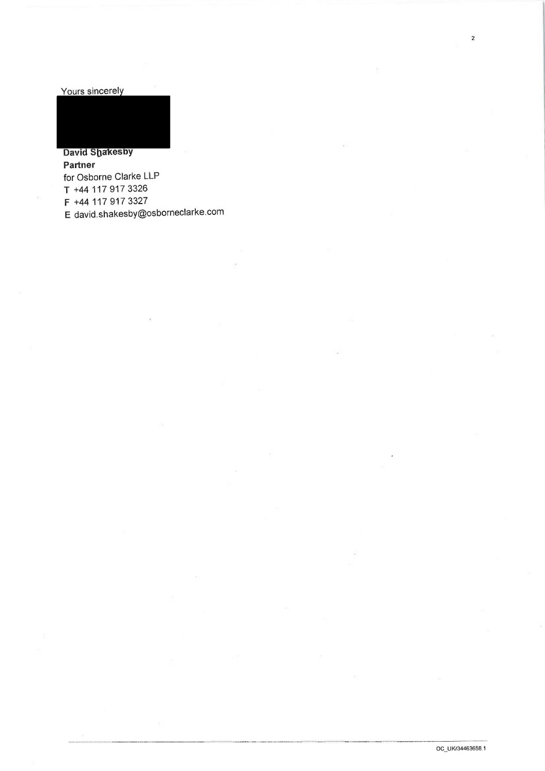Yours sincerely

**David Shakesby**
**Partner**
for Osborne Clarke LLP
T +44 117 917 3326
F +44 117 917 3327
E david.shakesby@osborneclarke.com

OC_UK/34463658.1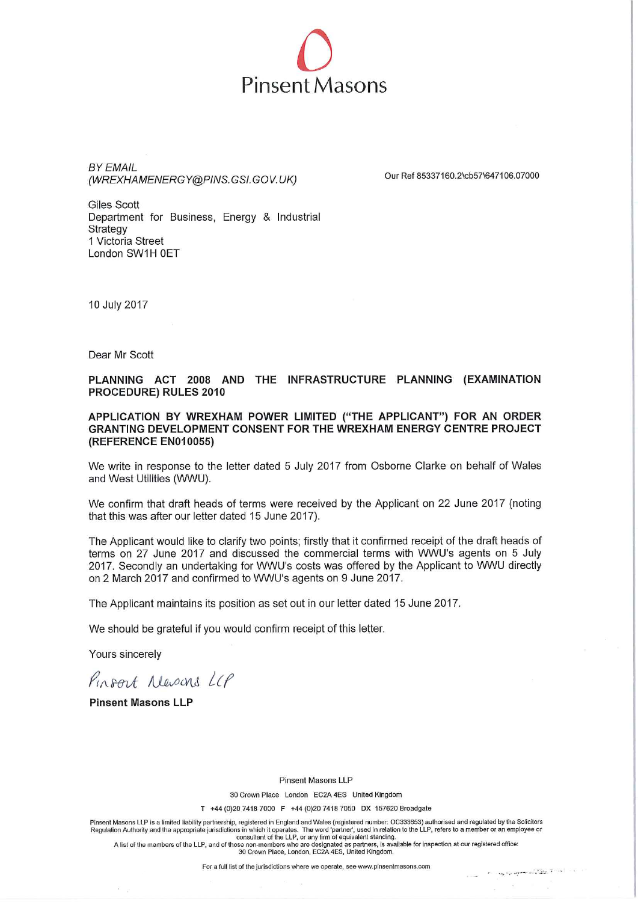Pinsent Masons

*BY EMAIL*
*(WREXHAMENERGY@PINS.GSI.GOV.UK)*

Our Ref 85337160.2\cb57\647106.07000

Giles Scott
Department for Business, Energy & Industrial Strategy
1 Victoria Street
London SW1H 0ET

10 July 2017

Dear Mr Scott

**PLANNING ACT 2008 AND THE INFRASTRUCTURE PLANNING (EXAMINATION PROCEDURE) RULES 2010**

**APPLICATION BY WREXHAM POWER LIMITED ("THE APPLICANT") FOR AN ORDER GRANTING DEVELOPMENT CONSENT FOR THE WREXHAM ENERGY CENTRE PROJECT (REFERENCE EN010055)**

We write in response to the letter dated 5 July 2017 from Osborne Clarke on behalf of Wales and West Utilities (WWU).

We confirm that draft heads of terms were received by the Applicant on 22 June 2017 (noting that this was after our letter dated 15 June 2017).

The Applicant would like to clarify two points; firstly that it confirmed receipt of the draft heads of terms on 27 June 2017 and discussed the commercial terms with WWU's agents on 5 July 2017. Secondly an undertaking for WWU's costs was offered by the Applicant to WWU directly on 2 March 2017 and confirmed to WWU's agents on 9 June 2017.

The Applicant maintains its position as set out in our letter dated 15 June 2017.

We should be grateful if you would confirm receipt of this letter.

Yours sincerely

*Pinsent Masons LLP*

**Pinsent Masons LLP**

Pinsent Masons LLP

30 Crown Place London EC2A 4ES United Kingdom

T +44 (0)20 7418 7000 F +44 (0)20 7418 7050 DX 157620 Broadgate

Pinsent Masons LLP is a limited liability partnership, registered in England and Wales (registered number: OC333653) authorised and regulated by the Solicitors Regulation Authority and the appropriate jurisdictions in which it operates. The word 'partner', used in relation to the LLP, refers to a member or an employee or consultant of the LLP, or any firm of equivalent standing.
A list of the members of the LLP, and of those non-members who are designated as partners, is available for inspection at our registered office: 30 Crown Place, London, EC2A 4ES, United Kingdom.

For a full list of the jurisdictions where we operate, see www.pinsentmasons.com